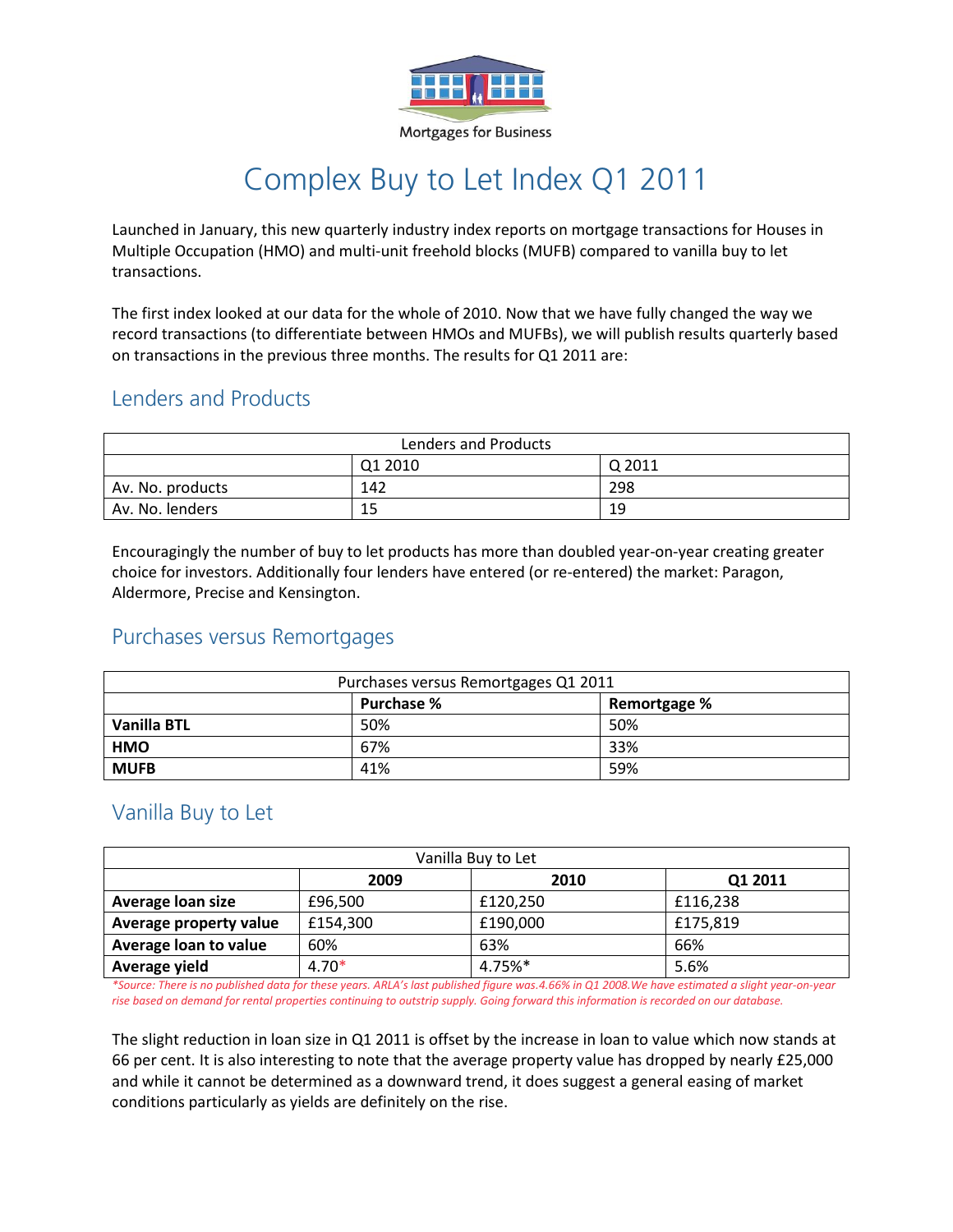Mortgages for Business

# Complex Buy to Let Index Q1 2011

Launched in January, this new quarterly industry index reports on mortgage transactions for Houses in Multiple Occupation (HMO) and multi-unit freehold blocks (MUFB) compared to vanilla buy to let transactions.

The first index looked at our data for the whole of 2010. Now that we have fully changed the way we record transactions (to differentiate between HMOs and MUFBs), we will publish results quarterly based on transactions in the previous three months. The results for Q1 2011 are:

## Lenders and Products

| Lenders and Products | | |
|---|---|---|
| | Q1 2010 | Q 2011 |
| Av. No. products | 142 | 298 |
| Av. No. lenders | 15 | 19 |

Encouragingly the number of buy to let products has more than doubled year-on-year creating greater choice for investors. Additionally four lenders have entered (or re-entered) the market: Paragon, Aldermore, Precise and Kensington.

## Purchases versus Remortgages

| Purchases versus Remortgages Q1 2011 | | |
|---|---|---|
| | **Purchase %** | **Remortgage %** |
| **Vanilla BTL** | 50% | 50% |
| **HMO** | 67% | 33% |
| **MUFB** | 41% | 59% |

## Vanilla Buy to Let

| Vanilla Buy to Let | | | |
|---|---|---|---|
| | **2009** | **2010** | **Q1 2011** |
| **Average loan size** | £96,500 | £120,250 | £116,238 |
| **Average property value** | £154,300 | £190,000 | £175,819 |
| **Average loan to value** | 60% | 63% | 66% |
| **Average yield** | 4.70* | 4.75%* | 5.6% |

*\*Source: There is no published data for these years. ARLA's last published figure was.4.66% in Q1 2008.We have estimated a slight year-on-year rise based on demand for rental properties continuing to outstrip supply. Going forward this information is recorded on our database.*

The slight reduction in loan size in Q1 2011 is offset by the increase in loan to value which now stands at 66 per cent. It is also interesting to note that the average property value has dropped by nearly £25,000 and while it cannot be determined as a downward trend, it does suggest a general easing of market conditions particularly as yields are definitely on the rise.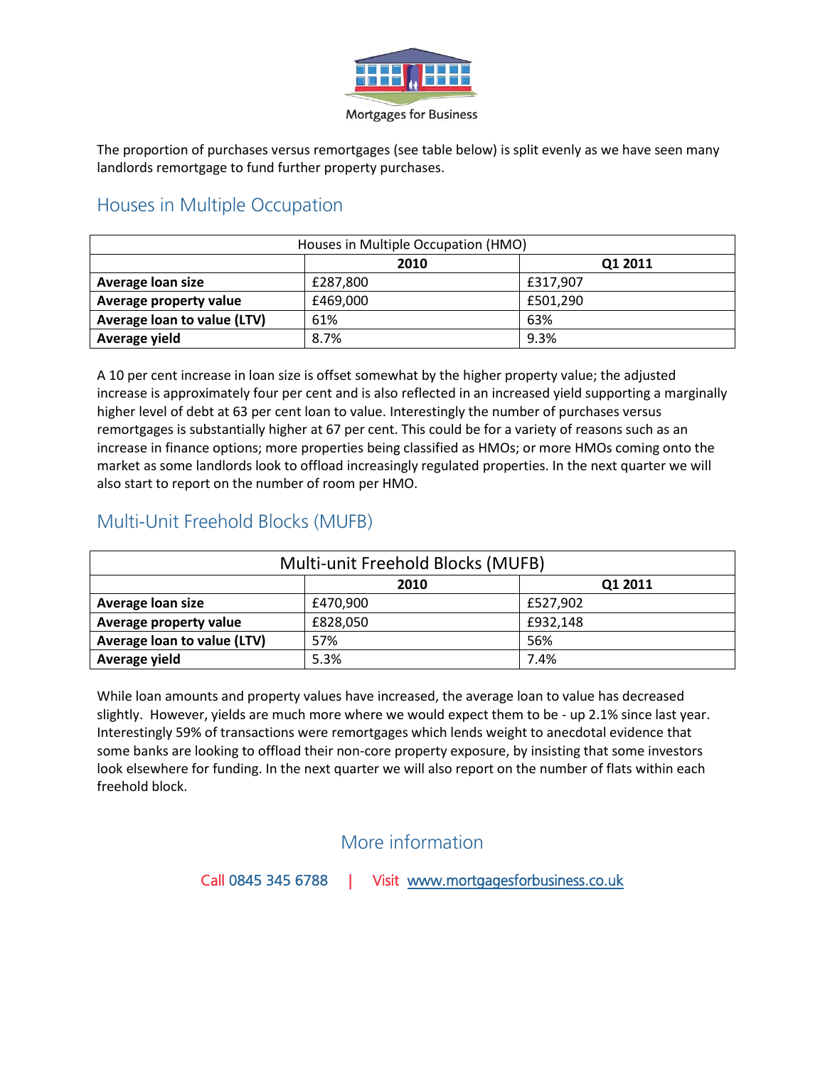The proportion of purchases versus remortgages (see table below) is split evenly as we have seen many landlords remortgage to fund further property purchases.

## Houses in Multiple Occupation

| Houses in Multiple Occupation (HMO) | | |
|---|---|---|
| | **2010** | **Q1 2011** |
| **Average loan size** | £287,800 | £317,907 |
| **Average property value** | £469,000 | £501,290 |
| **Average loan to value (LTV)** | 61% | 63% |
| **Average yield** | 8.7% | 9.3% |

A 10 per cent increase in loan size is offset somewhat by the higher property value; the adjusted increase is approximately four per cent and is also reflected in an increased yield supporting a marginally higher level of debt at 63 per cent loan to value. Interestingly the number of purchases versus remortgages is substantially higher at 67 per cent. This could be for a variety of reasons such as an increase in finance options; more properties being classified as HMOs; or more HMOs coming onto the market as some landlords look to offload increasingly regulated properties. In the next quarter we will also start to report on the number of room per HMO.

## Multi-Unit Freehold Blocks (MUFB)

| Multi-unit Freehold Blocks (MUFB) | | |
|---|---|---|
| | **2010** | **Q1 2011** |
| **Average loan size** | £470,900 | £527,902 |
| **Average property value** | £828,050 | £932,148 |
| **Average loan to value (LTV)** | 57% | 56% |
| **Average yield** | 5.3% | 7.4% |

While loan amounts and property values have increased, the average loan to value has decreased slightly. However, yields are much more where we would expect them to be - up 2.1% since last year. Interestingly 59% of transactions were remortgages which lends weight to anecdotal evidence that some banks are looking to offload their non-core property exposure, by insisting that some investors look elsewhere for funding. In the next quarter we will also report on the number of flats within each freehold block.

## More information

Call 0845 345 6788 | Visit www.mortgagesforbusiness.co.uk